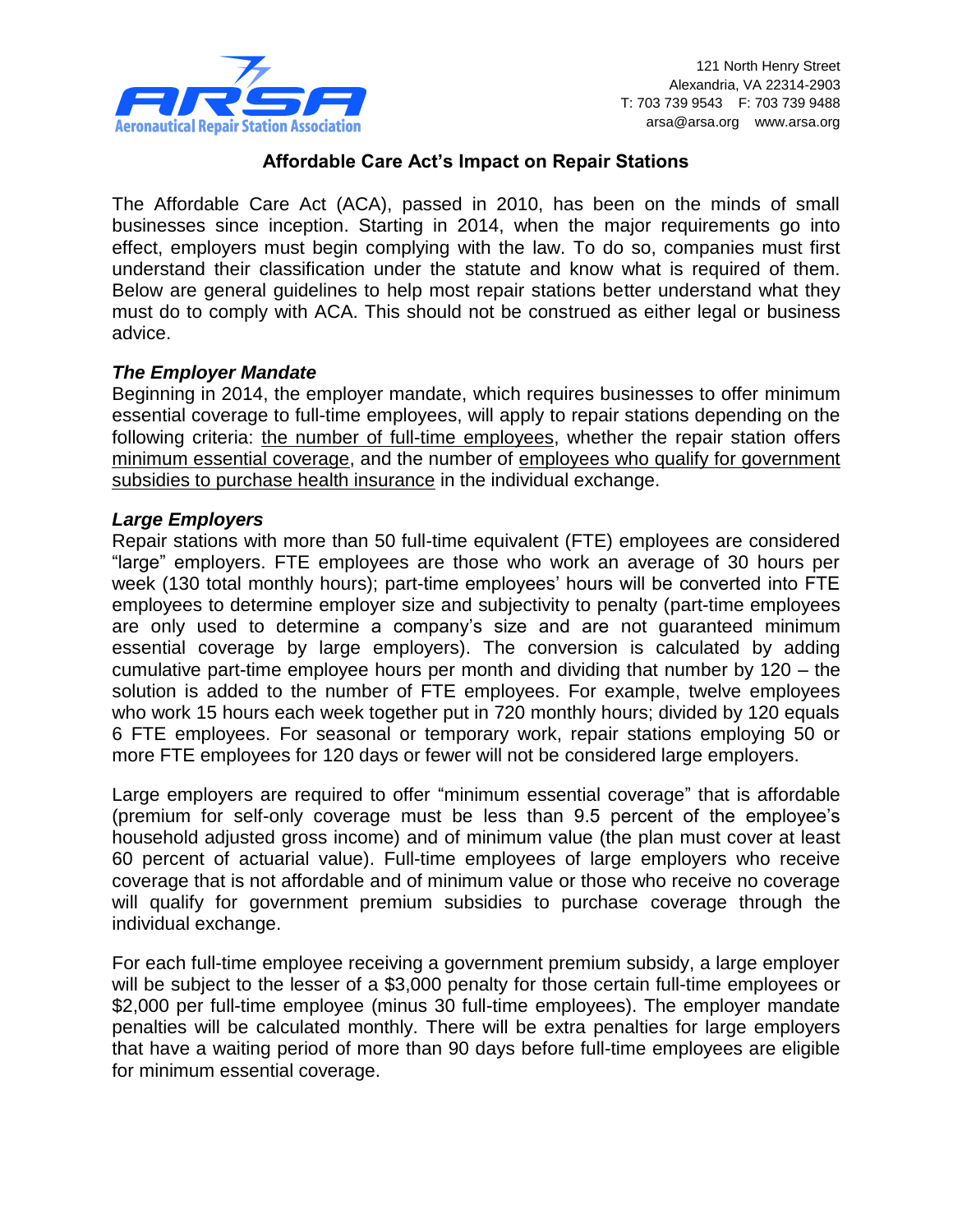Aeronautical Repair Station Association

121 North Henry Street
Alexandria, VA 22314-2903
T: 703 739 9543 F: 703 739 9488
arsa@arsa.org www.arsa.org

# Affordable Care Act's Impact on Repair Stations

The Affordable Care Act (ACA), passed in 2010, has been on the minds of small businesses since inception. Starting in 2014, when the major requirements go into effect, employers must begin complying with the law. To do so, companies must first understand their classification under the statute and know what is required of them. Below are general guidelines to help most repair stations better understand what they must do to comply with ACA. This should not be construed as either legal or business advice.

### *The Employer Mandate*

Beginning in 2014, the employer mandate, which requires businesses to offer minimum essential coverage to full-time employees, will apply to repair stations depending on the following criteria: the number of full-time employees, whether the repair station offers minimum essential coverage, and the number of employees who qualify for government subsidies to purchase health insurance in the individual exchange.

### *Large Employers*

Repair stations with more than 50 full-time equivalent (FTE) employees are considered "large" employers. FTE employees are those who work an average of 30 hours per week (130 total monthly hours); part-time employees' hours will be converted into FTE employees to determine employer size and subjectivity to penalty (part-time employees are only used to determine a company's size and are not guaranteed minimum essential coverage by large employers). The conversion is calculated by adding cumulative part-time employee hours per month and dividing that number by 120 – the solution is added to the number of FTE employees. For example, twelve employees who work 15 hours each week together put in 720 monthly hours; divided by 120 equals 6 FTE employees. For seasonal or temporary work, repair stations employing 50 or more FTE employees for 120 days or fewer will not be considered large employers.

Large employers are required to offer "minimum essential coverage" that is affordable (premium for self-only coverage must be less than 9.5 percent of the employee's household adjusted gross income) and of minimum value (the plan must cover at least 60 percent of actuarial value). Full-time employees of large employers who receive coverage that is not affordable and of minimum value or those who receive no coverage will qualify for government premium subsidies to purchase coverage through the individual exchange.

For each full-time employee receiving a government premium subsidy, a large employer will be subject to the lesser of a $3,000 penalty for those certain full-time employees or $2,000 per full-time employee (minus 30 full-time employees). The employer mandate penalties will be calculated monthly. There will be extra penalties for large employers that have a waiting period of more than 90 days before full-time employees are eligible for minimum essential coverage.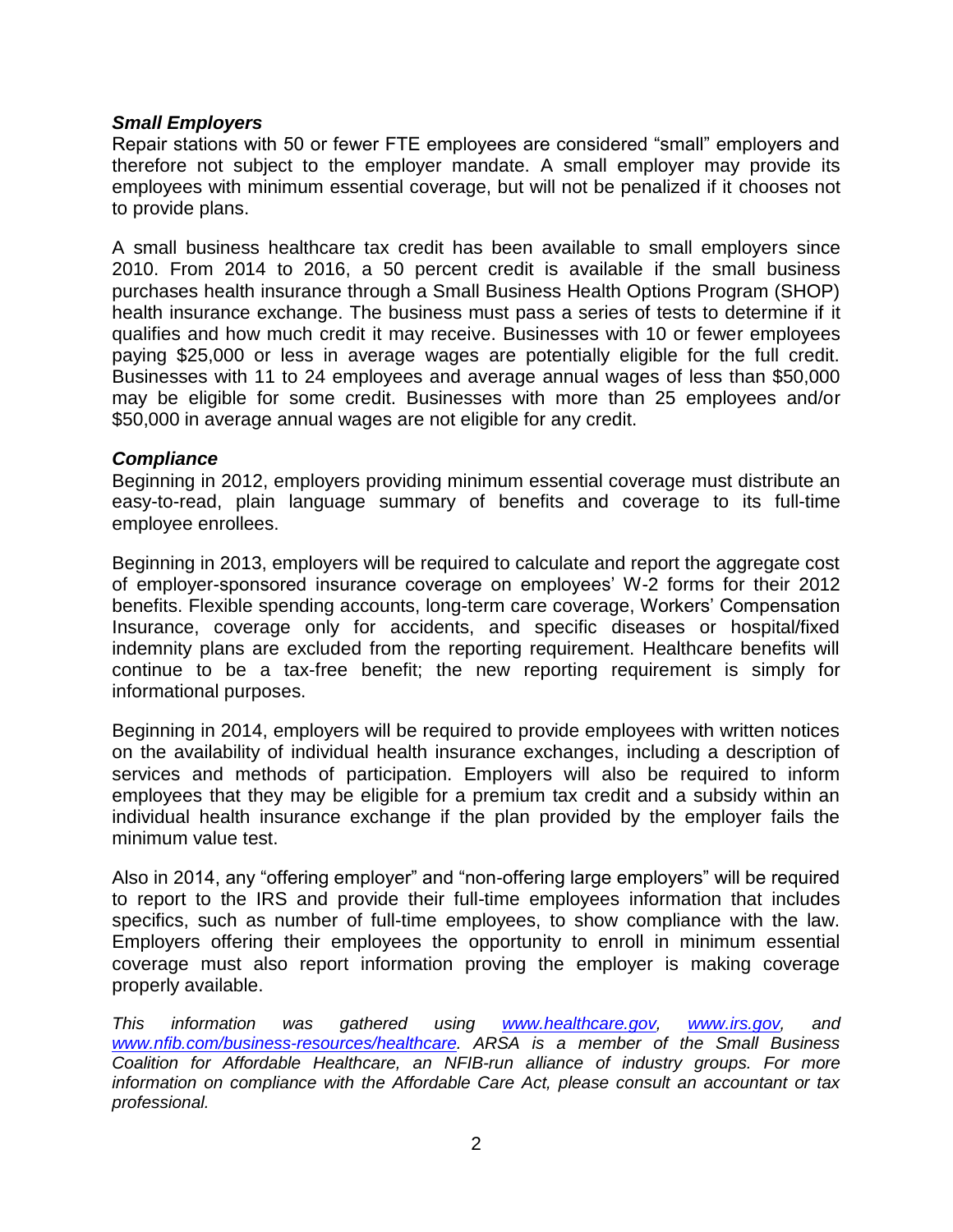### *Small Employers*

Repair stations with 50 or fewer FTE employees are considered “small” employers and therefore not subject to the employer mandate. A small employer may provide its employees with minimum essential coverage, but will not be penalized if it chooses not to provide plans.

A small business healthcare tax credit has been available to small employers since 2010. From 2014 to 2016, a 50 percent credit is available if the small business purchases health insurance through a Small Business Health Options Program (SHOP) health insurance exchange. The business must pass a series of tests to determine if it qualifies and how much credit it may receive. Businesses with 10 or fewer employees paying $25,000 or less in average wages are potentially eligible for the full credit. Businesses with 11 to 24 employees and average annual wages of less than $50,000 may be eligible for some credit. Businesses with more than 25 employees and/or $50,000 in average annual wages are not eligible for any credit.

### *Compliance*

Beginning in 2012, employers providing minimum essential coverage must distribute an easy-to-read, plain language summary of benefits and coverage to its full-time employee enrollees.

Beginning in 2013, employers will be required to calculate and report the aggregate cost of employer-sponsored insurance coverage on employees’ W-2 forms for their 2012 benefits. Flexible spending accounts, long-term care coverage, Workers’ Compensation Insurance, coverage only for accidents, and specific diseases or hospital/fixed indemnity plans are excluded from the reporting requirement. Healthcare benefits will continue to be a tax-free benefit; the new reporting requirement is simply for informational purposes.

Beginning in 2014, employers will be required to provide employees with written notices on the availability of individual health insurance exchanges, including a description of services and methods of participation. Employers will also be required to inform employees that they may be eligible for a premium tax credit and a subsidy within an individual health insurance exchange if the plan provided by the employer fails the minimum value test.

Also in 2014, any “offering employer” and “non-offering large employers” will be required to report to the IRS and provide their full-time employees information that includes specifics, such as number of full-time employees, to show compliance with the law. Employers offering their employees the opportunity to enroll in minimum essential coverage must also report information proving the employer is making coverage properly available.

*This information was gathered using [www.healthcare.gov](http://www.healthcare.gov), [www.irs.gov](http://www.irs.gov), and [www.nfib.com/business-resources/healthcare](http://www.nfib.com/business-resources/healthcare). ARSA is a member of the Small Business Coalition for Affordable Healthcare, an NFIB-run alliance of industry groups. For more information on compliance with the Affordable Care Act, please consult an accountant or tax professional.*